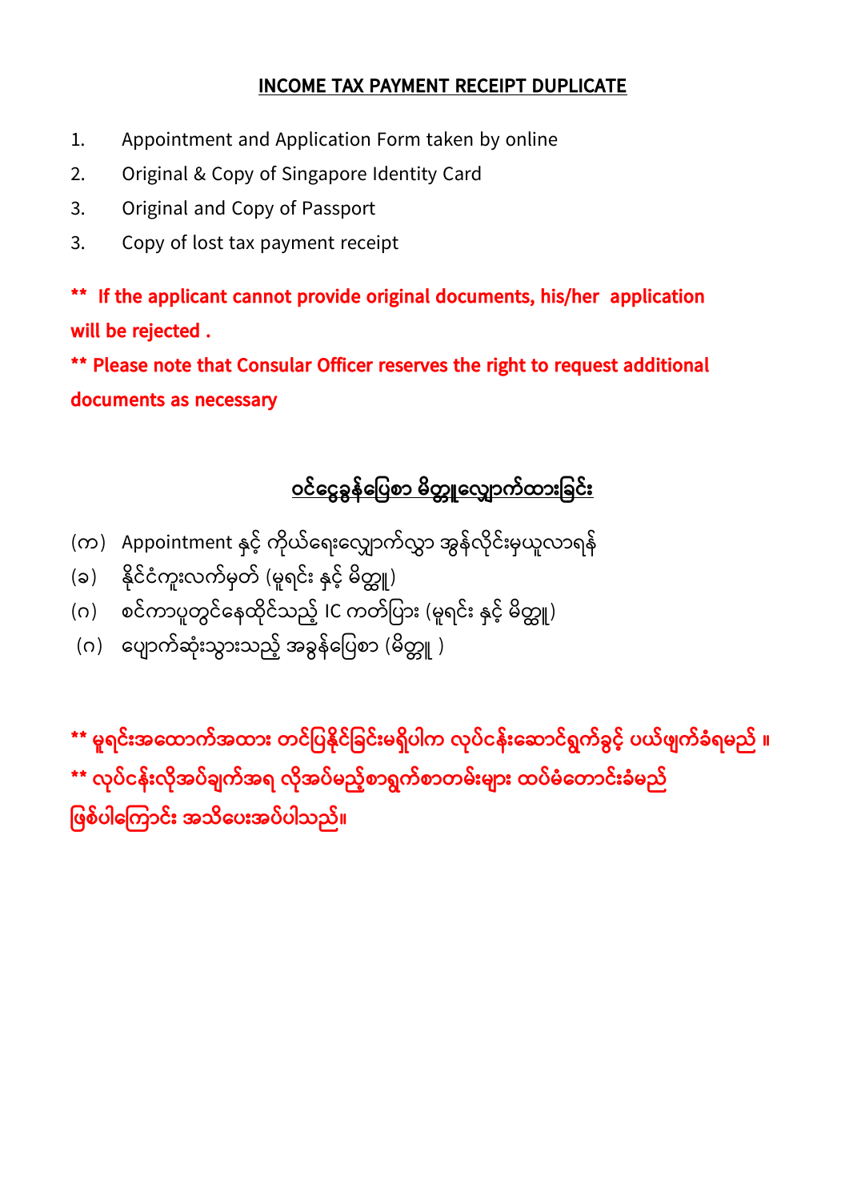# INCOME TAX PAYMENT RECEIPT DUPLICATE

1. Appointment and Application Form taken by online
2. Original & Copy of Singapore Identity Card
3. Original and Copy of Passport
3. Copy of lost tax payment receipt

**\*\* If the applicant cannot provide original documents, his/her application will be rejected .**

**\*\* Please note that Consular Officer reserves the right to request additional documents as necessary**

# ဝင်ငွေခွန်ပြေစာ မိတ္တူလျှောက်ထားခြင်း

(က) Appointment နှင့် ကိုယ်ရေးလျှောက်လွှာ အွန်လိုင်းမှယူလာရန်

(ခ) နိုင်ငံကူးလက်မှတ် (မူရင်း နှင့် မိတ္တူ)

(ဂ) စင်ကာပူတွင်နေထိုင်သည့် IC ကတ်ပြား (မူရင်း နှင့် မိတ္တူ)

(ဂ) ပျောက်ဆုံးသွားသည့် အခွန်ပြေစာ (မိတ္တူ )

**\*\* မူရင်းအထောက်အထား တင်ပြနိုင်ခြင်းမရှိပါက လုပ်ငန်းဆောင်ရွက်ခွင့် ပယ်ဖျက်ခံရမည် ။**

**\*\* လုပ်ငန်းလိုအပ်ချက်အရ လိုအပ်မည့်စာရွက်စာတမ်းများ ထပ်မံတောင်းခံမည် ဖြစ်ပါကြောင်း အသိပေးအပ်ပါသည်။**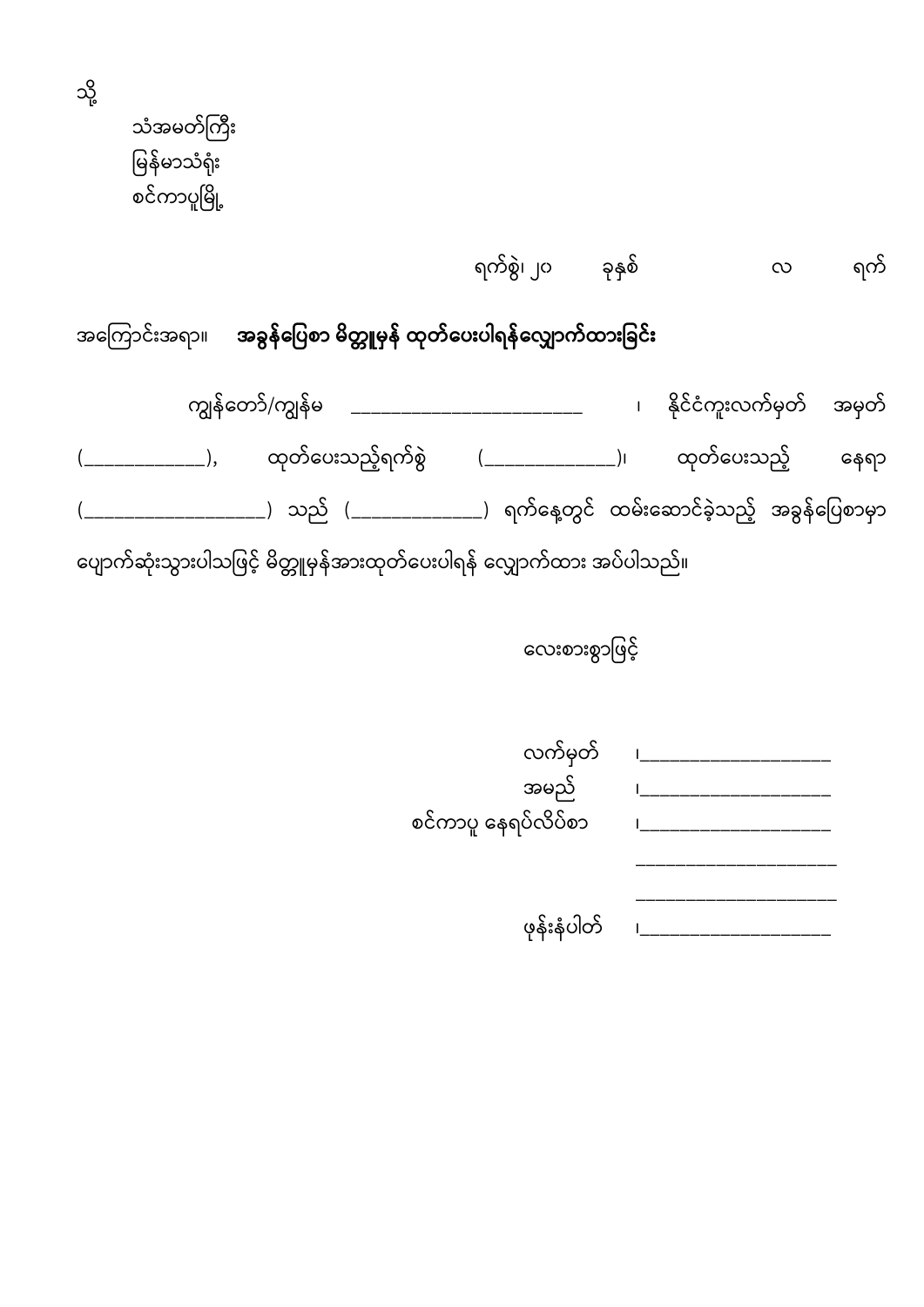သို့

သံအမတ်ကြီး
မြန်မာသံရုံး
စင်ကာပူမြို့

ရက်စွဲ၊ ၂၀ ခုနှစ် လ ရက်

အကြောင်းအရာ။ **အခွန်ပြေစာ မိတ္တူမှန် ထုတ်ပေးပါရန်လျှောက်ထားခြင်း**

ကျွန်တော်/ကျွန်မ ________________________ ၊ နိုင်ငံကူးလက်မှတ် အမှတ် (____________), ထုတ်ပေးသည့်ရက်စွဲ (_____________)၊ ထုတ်ပေးသည့် နေရာ (__________________) သည် (_____________) ရက်နေ့တွင် ထမ်းဆောင်ခဲ့သည့် အခွန်ပြေစာမှာ ပျောက်ဆုံးသွားပါသဖြင့် မိတ္တူမှန်အားထုတ်ပေးပါရန် လျှောက်ထား အပ်ပါသည်။

လေးစားစွာဖြင့်

လက်မှတ် ၊____________________

အမည် ၊____________________

စင်ကာပူ နေရပ်လိပ်စာ ၊____________________

_____________________

_____________________

ဖုန်းနံပါတ် ၊____________________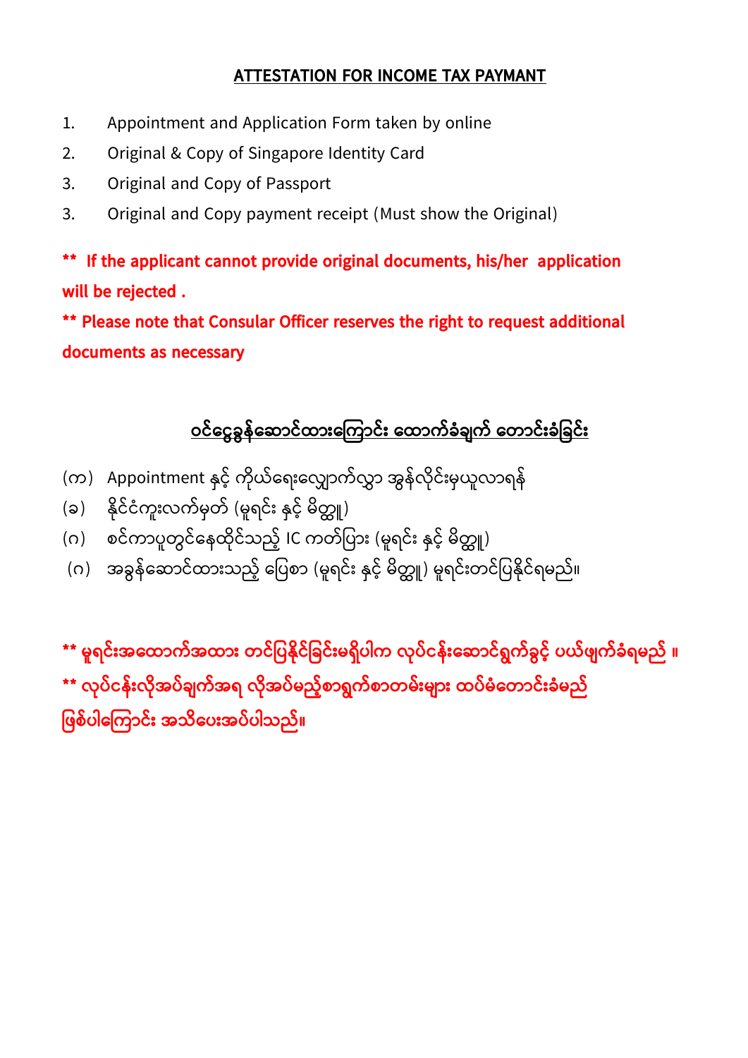## ATTESTATION FOR INCOME TAX PAYMANT

1. Appointment and Application Form taken by online
2. Original & Copy of Singapore Identity Card
3. Original and Copy of Passport
3. Original and Copy payment receipt (Must show the Original)

**\*\* If the applicant cannot provide original documents, his/her application will be rejected .**

**\*\* Please note that Consular Officer reserves the right to request additional documents as necessary**

## ဝင်ငွေခွန်ဆောင်ထားကြောင်း ထောက်ခံချက် တောင်းခံခြင်း

(က) Appointment နှင့် ကိုယ်ရေးလျှောက်လွှာ အွန်လိုင်းမှယူလာရန်
(ခ) နိုင်ငံကူးလက်မှတ် (မူရင်း နှင့် မိတ္တူ)
(ဂ) စင်ကာပူတွင်နေထိုင်သည့် IC ကတ်ပြား (မူရင်း နှင့် မိတ္တူ)
(ဂ) အခွန်ဆောင်ထားသည့် ပြေစာ (မူရင်း နှင့် မိတ္တူ) မူရင်းတင်ပြနိုင်ရမည်။

**\*\* မူရင်းအထောက်အထား တင်ပြနိုင်ခြင်းမရှိပါက လုပ်ငန်းဆောင်ရွက်ခွင့် ပယ်ဖျက်ခံရမည် ။**
**\*\* လုပ်ငန်းလိုအပ်ချက်အရ လိုအပ်မည့်စာရွက်စာတမ်းများ ထပ်မံတောင်းခံမည် ဖြစ်ပါကြောင်း အသိပေးအပ်ပါသည်။**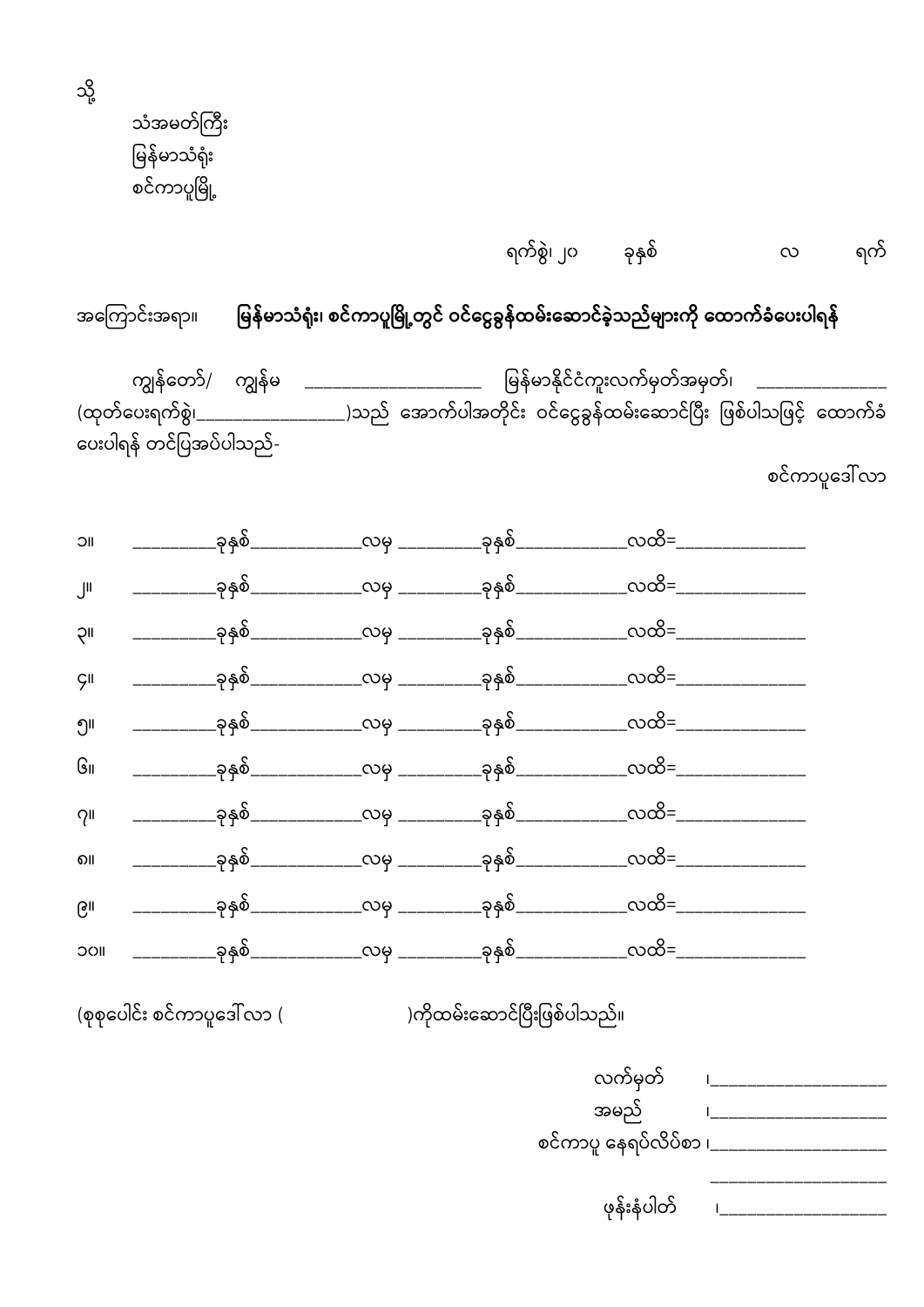သို့

သံအမတ်ကြီး

မြန်မာသံရုံး

စင်ကာပူမြို့

ရက်စွဲ၊ ၂၀ ခုနှစ် လ ရက်

အကြောင်းအရာ။ **မြန်မာသံရုံး၊ စင်ကာပူမြို့တွင် ဝင်ငွေခွန်ထမ်းဆောင်ခဲ့သည်များကို ထောက်ခံပေးပါရန်**

ကျွန်တော်/ ကျွန်မ ____________________ မြန်မာနိုင်ငံကူးလက်မှတ်အမှတ်၊ _______________ (ထုတ်ပေးရက်စွဲ၊_________________)သည် အောက်ပါအတိုင်း ဝင်ငွေခွန်ထမ်းဆောင်ပြီး ဖြစ်ပါသဖြင့် ထောက်ခံပေးပါရန် တင်ပြအပ်ပါသည်-

စင်ကာပူဒေါ်လာ

၁။ __________ခုနှစ်_____________လမှ __________ခုနှစ်_____________လထိ=_______________

၂။ __________ခုနှစ်_____________လမှ __________ခုနှစ်_____________လထိ=_______________

၃။ __________ခုနှစ်_____________လမှ __________ခုနှစ်_____________လထိ=_______________

၄။ __________ခုနှစ်_____________လမှ __________ခုနှစ်_____________လထိ=_______________

၅။ __________ခုနှစ်_____________လမှ __________ခုနှစ်_____________လထိ=_______________

၆။ __________ခုနှစ်_____________လမှ __________ခုနှစ်_____________လထိ=_______________

၇။ __________ခုနှစ်_____________လမှ __________ခုနှစ်_____________လထိ=_______________

၈။ __________ခုနှစ်_____________လမှ __________ခုနှစ်_____________လထိ=_______________

၉။ __________ခုနှစ်_____________လမှ __________ခုနှစ်_____________လထိ=_______________

၁၀။ __________ခုနှစ်_____________လမှ __________ခုနှစ်_____________လထိ=_______________

(စုစုပေါင်း စင်ကာပူဒေါ်လာ ( )ကိုထမ်းဆောင်ပြီးဖြစ်ပါသည်။

လက်မှတ် ။____________________

အမည် ။____________________

စင်ကာပူ နေရပ်လိပ်စာ ။____________________

____________________

ဖုန်းနံပါတ် ။____________________